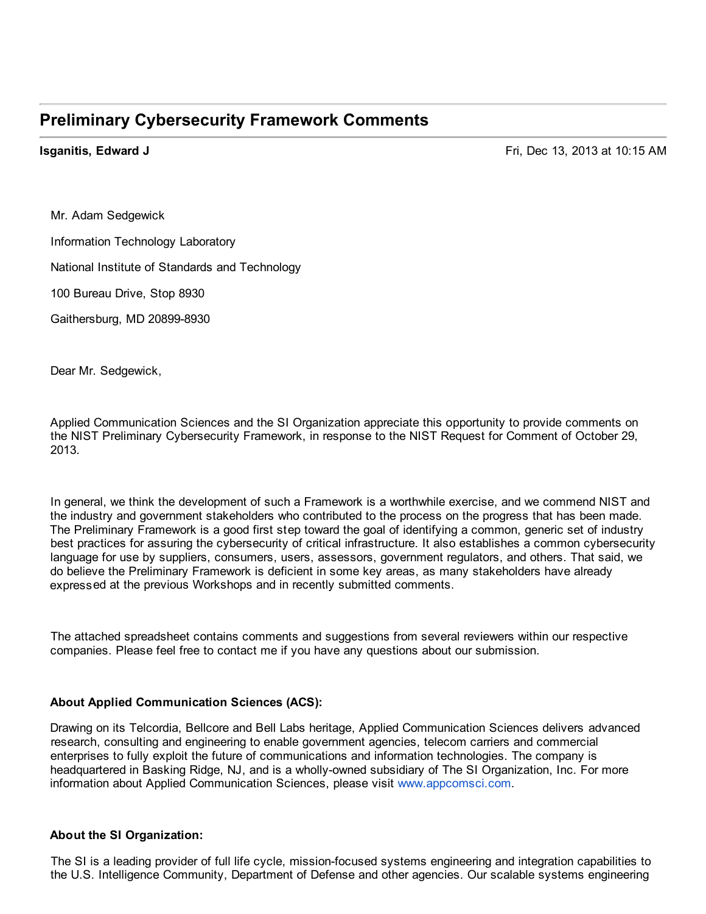# Preliminary Cybersecurity Framework Comments

**Isganitis, Edward J** Fri, Dec 13, 2013 at 10:15 AM

Mr. Adam Sedgewick

Information Technology Laboratory

National Institute of Standards and Technology

100 Bureau Drive, Stop 8930

Gaithersburg, MD 20899-8930

Dear Mr. Sedgewick,

Applied Communication Sciences and the SI Organization appreciate this opportunity to provide comments on the NIST Preliminary Cybersecurity Framework, in response to the NIST Request for Comment of October 29, 2013.

In general, we think the development of such a Framework is a worthwhile exercise, and we commend NIST and the industry and government stakeholders who contributed to the process on the progress that has been made. The Preliminary Framework is a good first step toward the goal of identifying a common, generic set of industry best practices for assuring the cybersecurity of critical infrastructure. It also establishes a common cybersecurity language for use by suppliers, consumers, users, assessors, government regulators, and others. That said, we do believe the Preliminary Framework is deficient in some key areas, as many stakeholders have already expressed at the previous Workshops and in recently submitted comments.

The attached spreadsheet contains comments and suggestions from several reviewers within our respective companies. Please feel free to contact me if you have any questions about our submission.

**About Applied Communication Sciences (ACS):**

Drawing on its Telcordia, Bellcore and Bell Labs heritage, Applied Communication Sciences delivers advanced research, consulting and engineering to enable government agencies, telecom carriers and commercial enterprises to fully exploit the future of communications and information technologies. The company is headquartered in Basking Ridge, NJ, and is a wholly-owned subsidiary of The SI Organization, Inc. For more information about Applied Communication Sciences, please visit www.appcomsci.com.

**About the SI Organization:**

The SI is a leading provider of full life cycle, mission-focused systems engineering and integration capabilities to the U.S. Intelligence Community, Department of Defense and other agencies. Our scalable systems engineering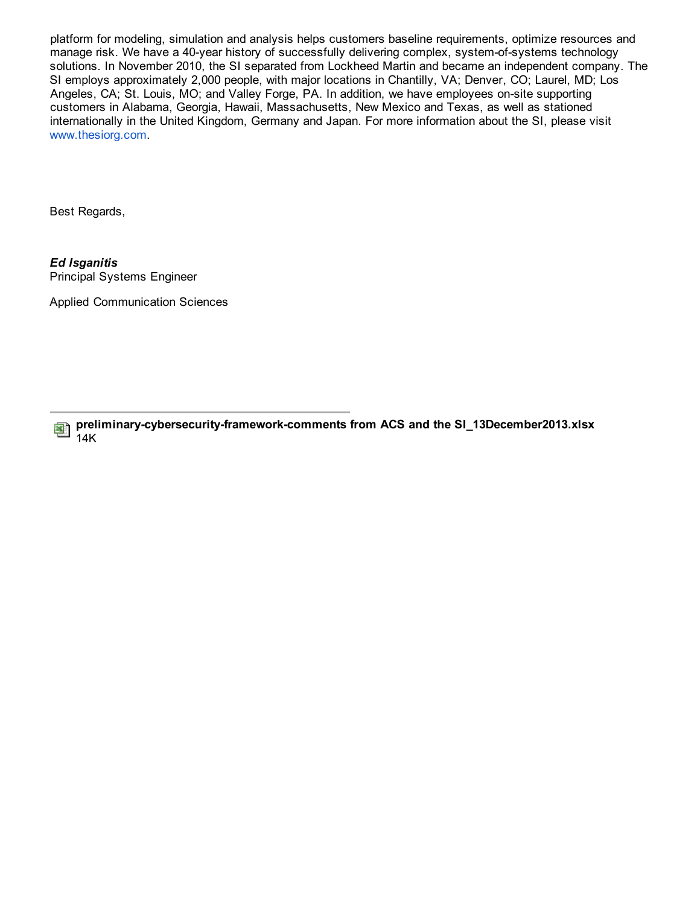platform for modeling, simulation and analysis helps customers baseline requirements, optimize resources and manage risk. We have a 40-year history of successfully delivering complex, system-of-systems technology solutions. In November 2010, the SI separated from Lockheed Martin and became an independent company. The SI employs approximately 2,000 people, with major locations in Chantilly, VA; Denver, CO; Laurel, MD; Los Angeles, CA; St. Louis, MO; and Valley Forge, PA. In addition, we have employees on-site supporting customers in Alabama, Georgia, Hawaii, Massachusetts, New Mexico and Texas, as well as stationed internationally in the United Kingdom, Germany and Japan. For more information about the SI, please visit www.thesiorg.com.

Best Regards,

***Ed Isganitis***
Principal Systems Engineer

Applied Communication Sciences

---

**preliminary-cybersecurity-framework-comments from ACS and the SI_13December2013.xlsx**
14K